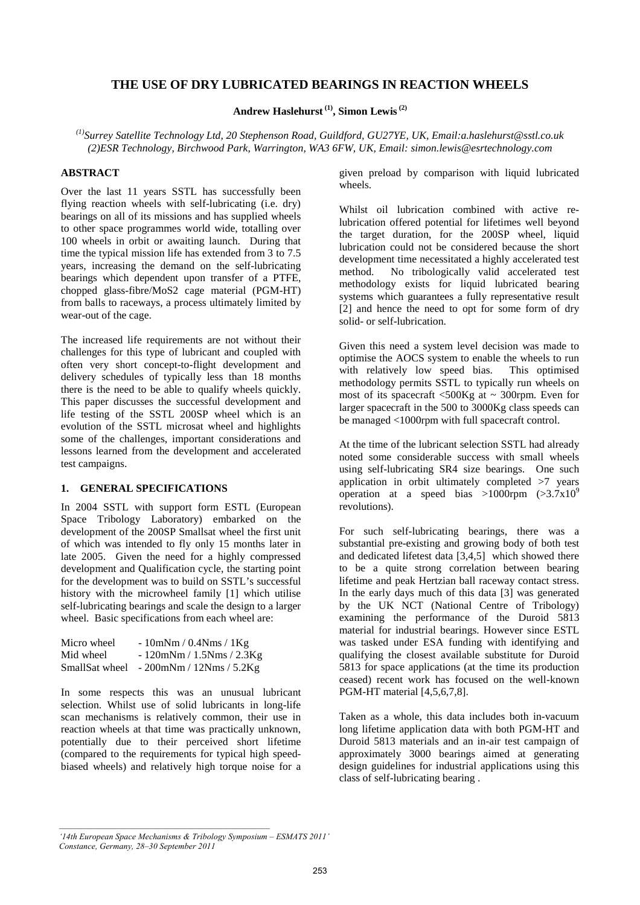# THE USE OF DRY LUBRICATED BEARINGS IN REACTION WHEELS

**Andrew Haslehurst [(1)], Simon Lewis [(2)]**

*[(1)]Surrey Satellite Technology Ltd, 20 Stephenson Road, Guildford, GU27YE, UK, Email:a.haslehurst@sstl.co.uk*
*(2)ESR Technology, Birchwood Park, Warrington, WA3 6FW, UK, Email: simon.lewis@esrtechnology.com*

## ABSTRACT

Over the last 11 years SSTL has successfully been flying reaction wheels with self-lubricating (i.e. dry) bearings on all of its missions and has supplied wheels to other space programmes world wide, totalling over 100 wheels in orbit or awaiting launch. During that time the typical mission life has extended from 3 to 7.5 years, increasing the demand on the self-lubricating bearings which dependent upon transfer of a PTFE, chopped glass-fibre/MoS2 cage material (PGM-HT) from balls to raceways, a process ultimately limited by wear-out of the cage.

The increased life requirements are not without their challenges for this type of lubricant and coupled with often very short concept-to-flight development and delivery schedules of typically less than 18 months there is the need to be able to qualify wheels quickly. This paper discusses the successful development and life testing of the SSTL 200SP wheel which is an evolution of the SSTL microsat wheel and highlights some of the challenges, important considerations and lessons learned from the development and accelerated test campaigns.

## 1. GENERAL SPECIFICATIONS

In 2004 SSTL with support form ESTL (European Space Tribology Laboratory) embarked on the development of the 200SP Smallsat wheel the first unit of which was intended to fly only 15 months later in late 2005. Given the need for a highly compressed development and Qualification cycle, the starting point for the development was to build on SSTL's successful history with the microwheel family [1] which utilise self-lubricating bearings and scale the design to a larger wheel. Basic specifications from each wheel are:

Micro wheel - 10mNm / 0.4Nms / 1Kg
Mid wheel - 120mNm / 1.5Nms / 2.3Kg
SmallSat wheel - 200mNm / 12Nms / 5.2Kg

In some respects this was an unusual lubricant selection. Whilst use of solid lubricants in long-life scan mechanisms is relatively common, their use in reaction wheels at that time was practically unknown, potentially due to their perceived short lifetime (compared to the requirements for typical high speed-biased wheels) and relatively high torque noise for a given preload by comparison with liquid lubricated wheels.

Whilst oil lubrication combined with active re-lubrication offered potential for lifetimes well beyond the target duration, for the 200SP wheel, liquid lubrication could not be considered because the short development time necessitated a highly accelerated test method. No tribologically valid accelerated test methodology exists for liquid lubricated bearing systems which guarantees a fully representative result [2] and hence the need to opt for some form of dry solid- or self-lubrication.

Given this need a system level decision was made to optimise the AOCS system to enable the wheels to run with relatively low speed bias. This optimised methodology permits SSTL to typically run wheels on most of its spacecraft <500Kg at ~ 300rpm. Even for larger spacecraft in the 500 to 3000Kg class speeds can be managed <1000rpm with full spacecraft control.

At the time of the lubricant selection SSTL had already noted some considerable success with small wheels using self-lubricating SR4 size bearings. One such application in orbit ultimately completed >7 years operation at a speed bias >1000rpm ($>3.7\text{x}10^9$ revolutions).

For such self-lubricating bearings, there was a substantial pre-existing and growing body of both test and dedicated lifetest data [3,4,5] which showed there to be a quite strong correlation between bearing lifetime and peak Hertzian ball raceway contact stress. In the early days much of this data [3] was generated by the UK NCT (National Centre of Tribology) examining the performance of the Duroid 5813 material for industrial bearings. However since ESTL was tasked under ESA funding with identifying and qualifying the closest available substitute for Duroid 5813 for space applications (at the time its production ceased) recent work has focused on the well-known PGM-HT material [4,5,6,7,8].

Taken as a whole, this data includes both in-vacuum long lifetime application data with both PGM-HT and Duroid 5813 materials and an in-air test campaign of approximately 3000 bearings aimed at generating design guidelines for industrial applications using this class of self-lubricating bearing .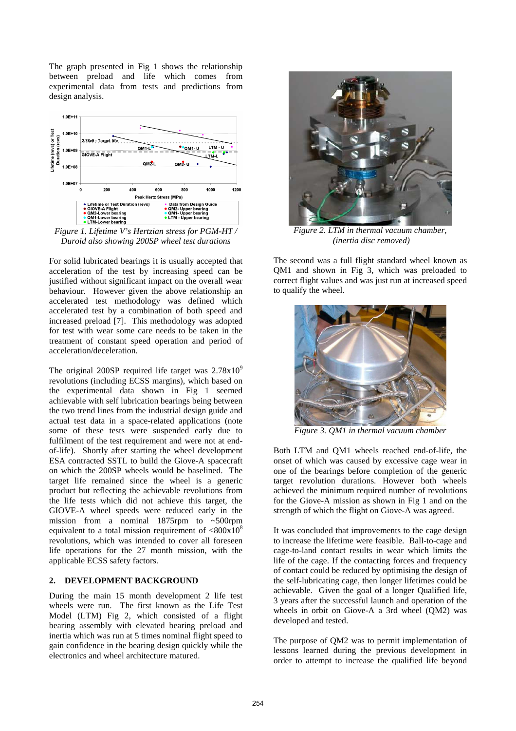The graph presented in Fig 1 shows the relationship between preload and life which comes from experimental data from tests and predictions from design analysis.

*Figure 1. Lifetime V's Hertzian stress for PGM-HT / Duroid also showing 200SP wheel test durations*

For solid lubricated bearings it is usually accepted that acceleration of the test by increasing speed can be justified without significant impact on the overall wear behaviour. However given the above relationship an accelerated test methodology was defined which accelerated test by a combination of both speed and increased preload [7]. This methodology was adopted for test with wear some care needs to be taken in the treatment of constant speed operation and period of acceleration/deceleration.

The original 200SP required life target was $2.78 \times 10^9$ revolutions (including ECSS margins), which based on the experimental data shown in Fig 1 seemed achievable with self lubrication bearings being between the two trend lines from the industrial design guide and actual test data in a space-related applications (note some of these tests were suspended early due to fulfilment of the test requirement and were not at end-of-life). Shortly after starting the wheel development ESA contracted SSTL to build the Giove-A spacecraft on which the 200SP wheels would be baselined. The target life remained since the wheel is a generic product but reflecting the achievable revolutions from the life tests which did not achieve this target, the GIOVE-A wheel speeds were reduced early in the mission from a nominal 1875rpm to ~500rpm equivalent to a total mission requirement of $<800 \times 10^8$ revolutions, which was intended to cover all foreseen life operations for the 27 month mission, with the applicable ECSS safety factors.

## 2. DEVELOPMENT BACKGROUND

During the main 15 month development 2 life test wheels were run. The first known as the Life Test Model (LTM) Fig 2, which consisted of a flight bearing assembly with elevated bearing preload and inertia which was run at 5 times nominal flight speed to gain confidence in the bearing design quickly while the electronics and wheel architecture matured.

*Figure 2. LTM in thermal vacuum chamber, (inertia disc removed)*

The second was a full flight standard wheel known as QM1 and shown in Fig 3, which was preloaded to correct flight values and was just run at increased speed to qualify the wheel.

*Figure 3. QM1 in thermal vacuum chamber*

Both LTM and QM1 wheels reached end-of-life, the onset of which was caused by excessive cage wear in one of the bearings before completion of the generic target revolution durations. However both wheels achieved the minimum required number of revolutions for the Giove-A mission as shown in Fig 1 and on the strength of which the flight on Giove-A was agreed.

It was concluded that improvements to the cage design to increase the lifetime were feasible. Ball-to-cage and cage-to-land contact results in wear which limits the life of the cage. If the contacting forces and frequency of contact could be reduced by optimising the design of the self-lubricating cage, then longer lifetimes could be achievable. Given the goal of a longer Qualified life, 3 years after the successful launch and operation of the wheels in orbit on Giove-A a 3rd wheel (QM2) was developed and tested.

The purpose of QM2 was to permit implementation of lessons learned during the previous development in order to attempt to increase the qualified life beyond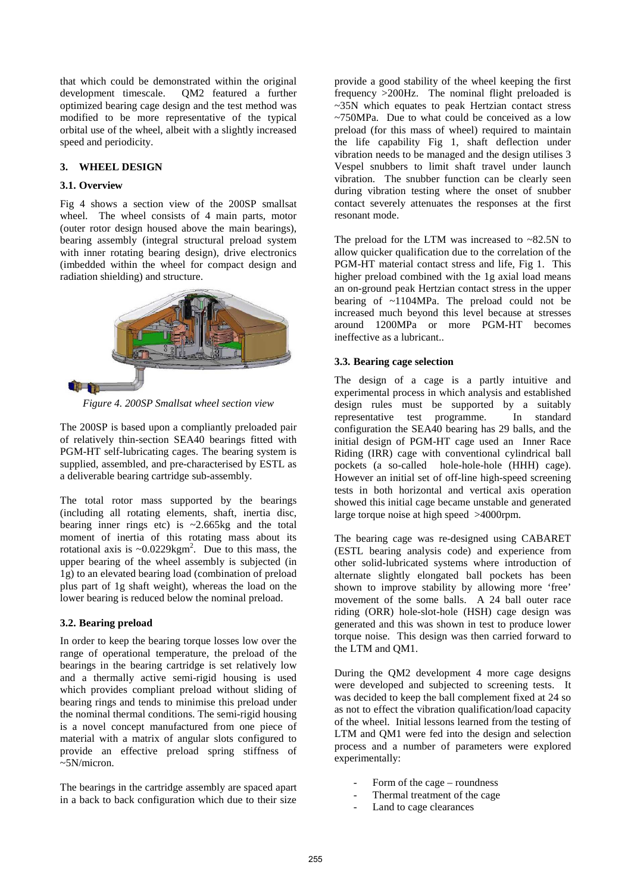that which could be demonstrated within the original development timescale. QM2 featured a further optimized bearing cage design and the test method was modified to be more representative of the typical orbital use of the wheel, albeit with a slightly increased speed and periodicity.

## 3. WHEEL DESIGN

### 3.1. Overview

Fig 4 shows a section view of the 200SP smallsat wheel. The wheel consists of 4 main parts, motor (outer rotor design housed above the main bearings), bearing assembly (integral structural preload system with inner rotating bearing design), drive electronics (imbedded within the wheel for compact design and radiation shielding) and structure.

*Figure 4. 200SP Smallsat wheel section view*

The 200SP is based upon a compliantly preloaded pair of relatively thin-section SEA40 bearings fitted with PGM-HT self-lubricating cages. The bearing system is supplied, assembled, and pre-characterised by ESTL as a deliverable bearing cartridge sub-assembly.

The total rotor mass supported by the bearings (including all rotating elements, shaft, inertia disc, bearing inner rings etc) is ~2.665kg and the total moment of inertia of this rotating mass about its rotational axis is ~0.0229kgm$^2$. Due to this mass, the upper bearing of the wheel assembly is subjected (in 1g) to an elevated bearing load (combination of preload plus part of 1g shaft weight), whereas the load on the lower bearing is reduced below the nominal preload.

### 3.2. Bearing preload

In order to keep the bearing torque losses low over the range of operational temperature, the preload of the bearings in the bearing cartridge is set relatively low and a thermally active semi-rigid housing is used which provides compliant preload without sliding of bearing rings and tends to minimise this preload under the nominal thermal conditions. The semi-rigid housing is a novel concept manufactured from one piece of material with a matrix of angular slots configured to provide an effective preload spring stiffness of ~5N/micron.

The bearings in the cartridge assembly are spaced apart in a back to back configuration which due to their size provide a good stability of the wheel keeping the first frequency >200Hz. The nominal flight preloaded is ~35N which equates to peak Hertzian contact stress ~750MPa. Due to what could be conceived as a low preload (for this mass of wheel) required to maintain the life capability Fig 1, shaft deflection under vibration needs to be managed and the design utilises 3 Vespel snubbers to limit shaft travel under launch vibration. The snubber function can be clearly seen during vibration testing where the onset of snubber contact severely attenuates the responses at the first resonant mode.

The preload for the LTM was increased to ~82.5N to allow quicker qualification due to the correlation of the PGM-HT material contact stress and life, Fig 1. This higher preload combined with the 1g axial load means an on-ground peak Hertzian contact stress in the upper bearing of ~1104MPa. The preload could not be increased much beyond this level because at stresses around 1200MPa or more PGM-HT becomes ineffective as a lubricant..

### 3.3. Bearing cage selection

The design of a cage is a partly intuitive and experimental process in which analysis and established design rules must be supported by a suitably representative test programme. In standard configuration the SEA40 bearing has 29 balls, and the initial design of PGM-HT cage used an Inner Race Riding (IRR) cage with conventional cylindrical ball pockets (a so-called hole-hole-hole (HHH) cage). However an initial set of off-line high-speed screening tests in both horizontal and vertical axis operation showed this initial cage became unstable and generated large torque noise at high speed >4000rpm.

The bearing cage was re-designed using CABARET (ESTL bearing analysis code) and experience from other solid-lubricated systems where introduction of alternate slightly elongated ball pockets has been shown to improve stability by allowing more 'free' movement of the some balls. A 24 ball outer race riding (ORR) hole-slot-hole (HSH) cage design was generated and this was shown in test to produce lower torque noise. This design was then carried forward to the LTM and QM1.

During the QM2 development 4 more cage designs were developed and subjected to screening tests. It was decided to keep the ball complement fixed at 24 so as not to effect the vibration qualification/load capacity of the wheel. Initial lessons learned from the testing of LTM and QM1 were fed into the design and selection process and a number of parameters were explored experimentally:

- Form of the cage – roundness
- Thermal treatment of the cage
- Land to cage clearances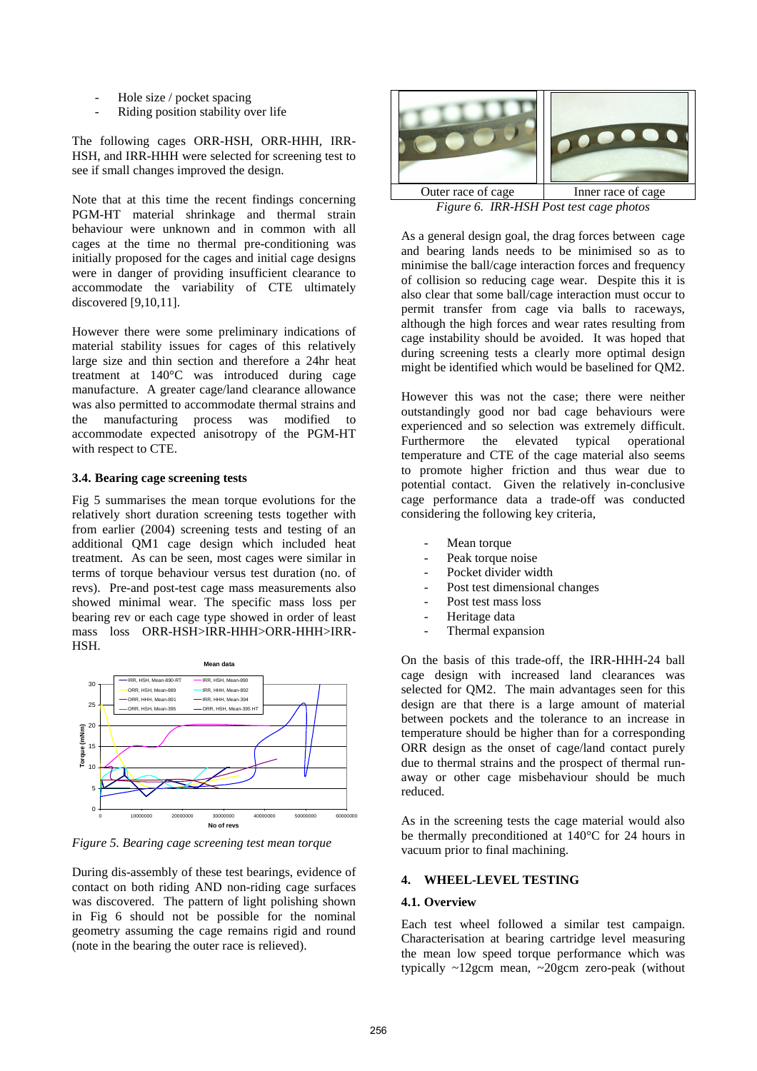- Hole size / pocket spacing
- Riding position stability over life

The following cages ORR-HSH, ORR-HHH, IRR-HSH, and IRR-HHH were selected for screening test to see if small changes improved the design.

Note that at this time the recent findings concerning PGM-HT material shrinkage and thermal strain behaviour were unknown and in common with all cages at the time no thermal pre-conditioning was initially proposed for the cages and initial cage designs were in danger of providing insufficient clearance to accommodate the variability of CTE ultimately discovered [9,10,11].

However there were some preliminary indications of material stability issues for cages of this relatively large size and thin section and therefore a 24hr heat treatment at 140°C was introduced during cage manufacture. A greater cage/land clearance allowance was also permitted to accommodate thermal strains and the manufacturing process was modified to accommodate expected anisotropy of the PGM-HT with respect to CTE.

### 3.4. Bearing cage screening tests

Fig 5 summarises the mean torque evolutions for the relatively short duration screening tests together with from earlier (2004) screening tests and testing of an additional QM1 cage design which included heat treatment. As can be seen, most cages were similar in terms of torque behaviour versus test duration (no. of revs). Pre-and post-test cage mass measurements also showed minimal wear. The specific mass loss per bearing rev or each cage type showed in order of least mass loss ORR-HSH>IRR-HHH>ORR-HHH>IRR-HSH.

*Figure 5. Bearing cage screening test mean torque*

During dis-assembly of these test bearings, evidence of contact on both riding AND non-riding cage surfaces was discovered. The pattern of light polishing shown in Fig 6 should not be possible for the nominal geometry assuming the cage remains rigid and round (note in the bearing the outer race is relieved).

| Outer race of cage | Inner race of cage |
|---|---|

*Figure 6. IRR-HSH Post test cage photos*

As a general design goal, the drag forces between cage and bearing lands needs to be minimised so as to minimise the ball/cage interaction forces and frequency of collision so reducing cage wear. Despite this it is also clear that some ball/cage interaction must occur to permit transfer from cage via balls to raceways, although the high forces and wear rates resulting from cage instability should be avoided. It was hoped that during screening tests a clearly more optimal design might be identified which would be baselined for QM2.

However this was not the case; there were neither outstandingly good nor bad cage behaviours were experienced and so selection was extremely difficult. Furthermore the elevated typical operational temperature and CTE of the cage material also seems to promote higher friction and thus wear due to potential contact. Given the relatively in-conclusive cage performance data a trade-off was conducted considering the following key criteria,

- Mean torque
- Peak torque noise
- Pocket divider width
- Post test dimensional changes
- Post test mass loss
- Heritage data
- Thermal expansion

On the basis of this trade-off, the IRR-HHH-24 ball cage design with increased land clearances was selected for QM2. The main advantages seen for this design are that there is a large amount of material between pockets and the tolerance to an increase in temperature should be higher than for a corresponding ORR design as the onset of cage/land contact purely due to thermal strains and the prospect of thermal run-away or other cage misbehaviour should be much reduced.

As in the screening tests the cage material would also be thermally preconditioned at 140°C for 24 hours in vacuum prior to final machining.

## 4. WHEEL-LEVEL TESTING

### 4.1. Overview

Each test wheel followed a similar test campaign. Characterisation at bearing cartridge level measuring the mean low speed torque performance which was typically ~12gcm mean, ~20gcm zero-peak (without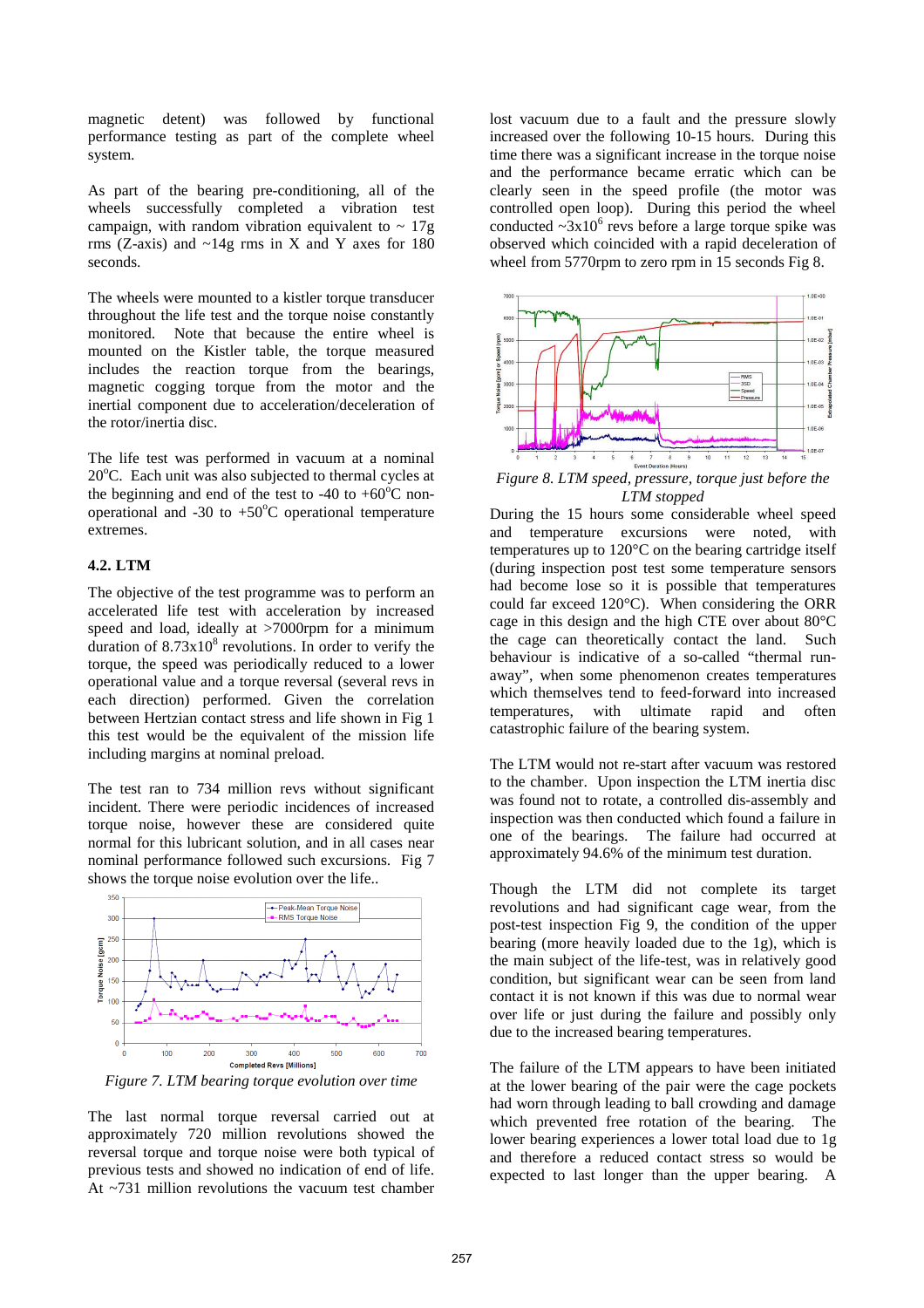magnetic detent) was followed by functional performance testing as part of the complete wheel system.

As part of the bearing pre-conditioning, all of the wheels successfully completed a vibration test campaign, with random vibration equivalent to ~ 17g rms (Z-axis) and ~14g rms in X and Y axes for 180 seconds.

The wheels were mounted to a kistler torque transducer throughout the life test and the torque noise constantly monitored. Note that because the entire wheel is mounted on the Kistler table, the torque measured includes the reaction torque from the bearings, magnetic cogging torque from the motor and the inertial component due to acceleration/deceleration of the rotor/inertia disc.

The life test was performed in vacuum at a nominal 20$^{o}$C. Each unit was also subjected to thermal cycles at the beginning and end of the test to -40 to +60$^{o}$C non-operational and -30 to +50$^{o}$C operational temperature extremes.

### 4.2. LTM

The objective of the test programme was to perform an accelerated life test with acceleration by increased speed and load, ideally at >7000rpm for a minimum duration of $8.73\times10^{8}$ revolutions. In order to verify the torque, the speed was periodically reduced to a lower operational value and a torque reversal (several revs in each direction) performed. Given the correlation between Hertzian contact stress and life shown in Fig 1 this test would be the equivalent of the mission life including margins at nominal preload.

The test ran to 734 million revs without significant incident. There were periodic incidences of increased torque noise, however these are considered quite normal for this lubricant solution, and in all cases near nominal performance followed such excursions. Fig 7 shows the torque noise evolution over the life..

*Figure 7. LTM bearing torque evolution over time*

The last normal torque reversal carried out at approximately 720 million revolutions showed the reversal torque and torque noise were both typical of previous tests and showed no indication of end of life. At ~731 million revolutions the vacuum test chamber lost vacuum due to a fault and the pressure slowly increased over the following 10-15 hours. During this time there was a significant increase in the torque noise and the performance became erratic which can be clearly seen in the speed profile (the motor was controlled open loop). During this period the wheel conducted ~$3\times10^{6}$ revs before a large torque spike was observed which coincided with a rapid deceleration of wheel from 5770rpm to zero rpm in 15 seconds Fig 8.

*Figure 8. LTM speed, pressure, torque just before the LTM stopped*

During the 15 hours some considerable wheel speed and temperature excursions were noted, with temperatures up to 120°C on the bearing cartridge itself (during inspection post test some temperature sensors had become lose so it is possible that temperatures could far exceed 120°C). When considering the ORR cage in this design and the high CTE over about 80°C the cage can theoretically contact the land. Such behaviour is indicative of a so-called "thermal run-away", when some phenomenon creates temperatures which themselves tend to feed-forward into increased temperatures, with ultimate rapid and often catastrophic failure of the bearing system.

The LTM would not re-start after vacuum was restored to the chamber. Upon inspection the LTM inertia disc was found not to rotate, a controlled dis-assembly and inspection was then conducted which found a failure in one of the bearings. The failure had occurred at approximately 94.6% of the minimum test duration.

Though the LTM did not complete its target revolutions and had significant cage wear, from the post-test inspection Fig 9, the condition of the upper bearing (more heavily loaded due to the 1g), which is the main subject of the life-test, was in relatively good condition, but significant wear can be seen from land contact it is not known if this was due to normal wear over life or just during the failure and possibly only due to the increased bearing temperatures.

The failure of the LTM appears to have been initiated at the lower bearing of the pair were the cage pockets had worn through leading to ball crowding and damage which prevented free rotation of the bearing. The lower bearing experiences a lower total load due to 1g and therefore a reduced contact stress so would be expected to last longer than the upper bearing. A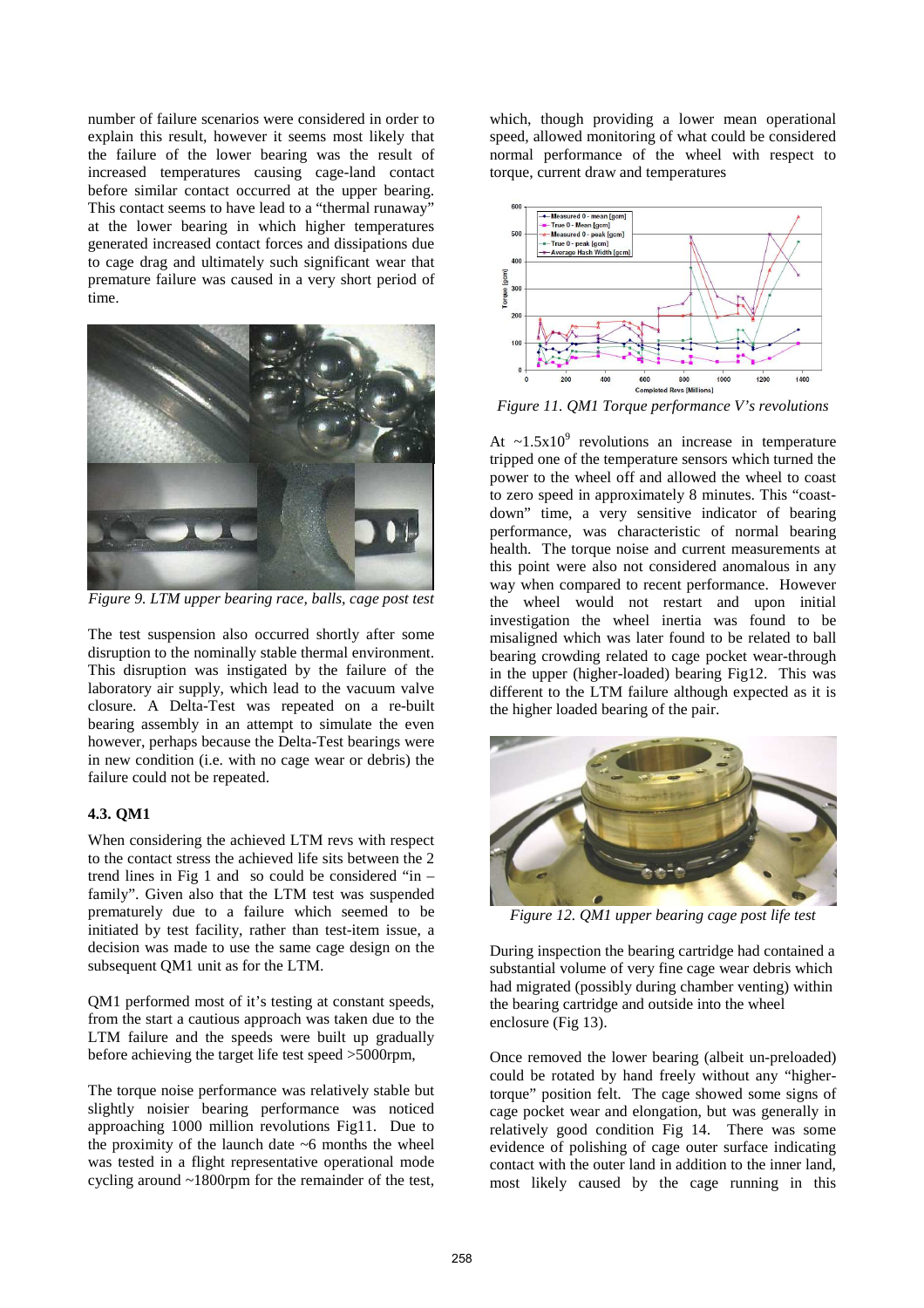number of failure scenarios were considered in order to explain this result, however it seems most likely that the failure of the lower bearing was the result of increased temperatures causing cage-land contact before similar contact occurred at the upper bearing. This contact seems to have lead to a "thermal runaway" at the lower bearing in which higher temperatures generated increased contact forces and dissipations due to cage drag and ultimately such significant wear that premature failure was caused in a very short period of time.

*Figure 9. LTM upper bearing race, balls, cage post test*

The test suspension also occurred shortly after some disruption to the nominally stable thermal environment. This disruption was instigated by the failure of the laboratory air supply, which lead to the vacuum valve closure. A Delta-Test was repeated on a re-built bearing assembly in an attempt to simulate the even however, perhaps because the Delta-Test bearings were in new condition (i.e. with no cage wear or debris) the failure could not be repeated.

### 4.3. QM1

When considering the achieved LTM revs with respect to the contact stress the achieved life sits between the 2 trend lines in Fig 1 and so could be considered "in – family". Given also that the LTM test was suspended prematurely due to a failure which seemed to be initiated by test facility, rather than test-item issue, a decision was made to use the same cage design on the subsequent QM1 unit as for the LTM.

QM1 performed most of it's testing at constant speeds, from the start a cautious approach was taken due to the LTM failure and the speeds were built up gradually before achieving the target life test speed >5000rpm,

The torque noise performance was relatively stable but slightly noisier bearing performance was noticed approaching 1000 million revolutions Fig11. Due to the proximity of the launch date ~6 months the wheel was tested in a flight representative operational mode cycling around ~1800rpm for the remainder of the test, which, though providing a lower mean operational speed, allowed monitoring of what could be considered normal performance of the wheel with respect to torque, current draw and temperatures

*Figure 11. QM1 Torque performance V's revolutions*

At ~$1.5x10^9$ revolutions an increase in temperature tripped one of the temperature sensors which turned the power to the wheel off and allowed the wheel to coast to zero speed in approximately 8 minutes. This "coast-down" time, a very sensitive indicator of bearing performance, was characteristic of normal bearing health. The torque noise and current measurements at this point were also not considered anomalous in any way when compared to recent performance. However the wheel would not restart and upon initial investigation the wheel inertia was found to be misaligned which was later found to be related to ball bearing crowding related to cage pocket wear-through in the upper (higher-loaded) bearing Fig12. This was different to the LTM failure although expected as it is the higher loaded bearing of the pair.

*Figure 12. QM1 upper bearing cage post life test*

During inspection the bearing cartridge had contained a substantial volume of very fine cage wear debris which had migrated (possibly during chamber venting) within the bearing cartridge and outside into the wheel enclosure (Fig 13).

Once removed the lower bearing (albeit un-preloaded) could be rotated by hand freely without any "higher-torque" position felt. The cage showed some signs of cage pocket wear and elongation, but was generally in relatively good condition Fig 14. There was some evidence of polishing of cage outer surface indicating contact with the outer land in addition to the inner land, most likely caused by the cage running in this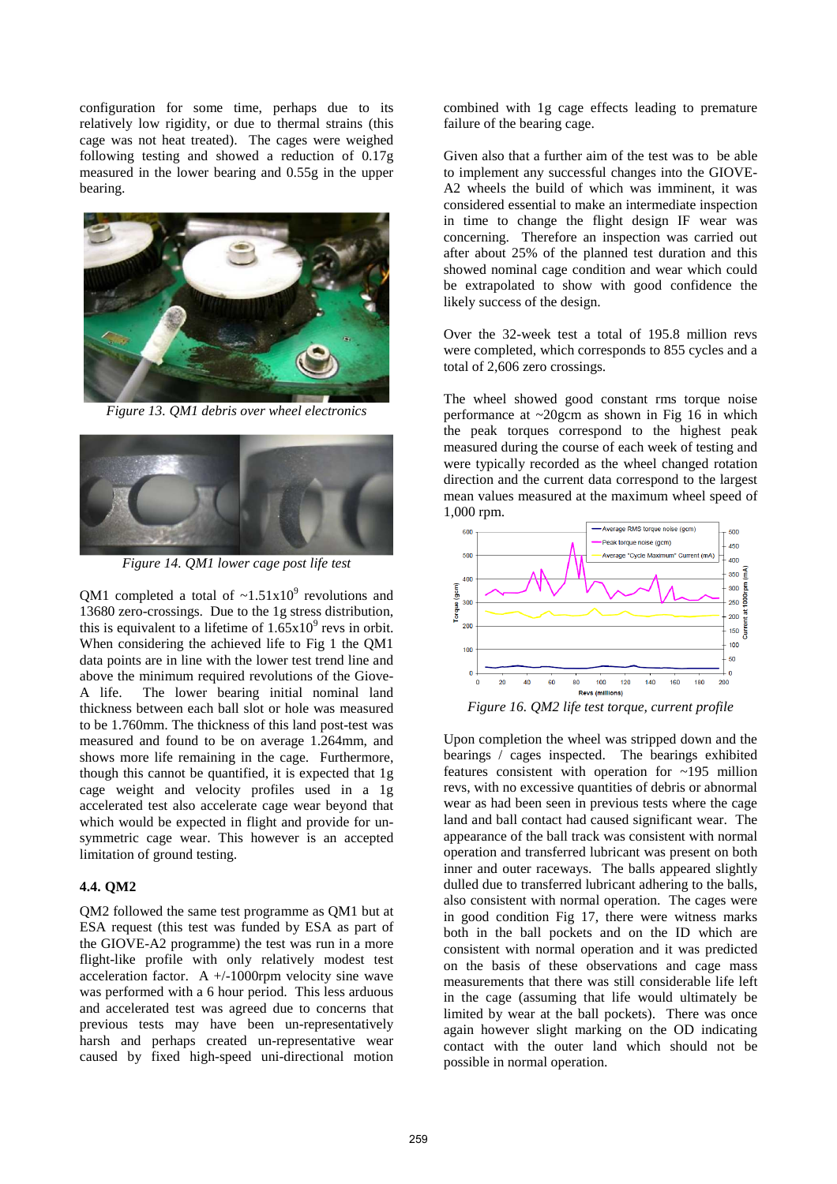configuration for some time, perhaps due to its relatively low rigidity, or due to thermal strains (this cage was not heat treated). The cages were weighed following testing and showed a reduction of 0.17g measured in the lower bearing and 0.55g in the upper bearing.

*Figure 13. QM1 debris over wheel electronics*

*Figure 14. QM1 lower cage post life test*

QM1 completed a total of ~$1.51 \times 10^9$ revolutions and 13680 zero-crossings. Due to the 1g stress distribution, this is equivalent to a lifetime of $1.65 \times 10^9$ revs in orbit. When considering the achieved life to Fig 1 the QM1 data points are in line with the lower test trend line and above the minimum required revolutions of the Giove-A life. The lower bearing initial nominal land thickness between each ball slot or hole was measured to be 1.760mm. The thickness of this land post-test was measured and found to be on average 1.264mm, and shows more life remaining in the cage. Furthermore, though this cannot be quantified, it is expected that 1g cage weight and velocity profiles used in a 1g accelerated test also accelerate cage wear beyond that which would be expected in flight and provide for un-symmetric cage wear. This however is an accepted limitation of ground testing.

### 4.4. QM2

QM2 followed the same test programme as QM1 but at ESA request (this test was funded by ESA as part of the GIOVE-A2 programme) the test was run in a more flight-like profile with only relatively modest test acceleration factor. A +/-1000rpm velocity sine wave was performed with a 6 hour period. This less arduous and accelerated test was agreed due to concerns that previous tests may have been un-representatively harsh and perhaps created un-representative wear caused by fixed high-speed uni-directional motion combined with 1g cage effects leading to premature failure of the bearing cage.

Given also that a further aim of the test was to be able to implement any successful changes into the GIOVE-A2 wheels the build of which was imminent, it was considered essential to make an intermediate inspection in time to change the flight design IF wear was concerning. Therefore an inspection was carried out after about 25% of the planned test duration and this showed nominal cage condition and wear which could be extrapolated to show with good confidence the likely success of the design.

Over the 32-week test a total of 195.8 million revs were completed, which corresponds to 855 cycles and a total of 2,606 zero crossings.

The wheel showed good constant rms torque noise performance at ~20gcm as shown in Fig 16 in which the peak torques correspond to the highest peak measured during the course of each week of testing and were typically recorded as the wheel changed rotation direction and the current data correspond to the largest mean values measured at the maximum wheel speed of 1,000 rpm.

*Figure 16. QM2 life test torque, current profile*

Upon completion the wheel was stripped down and the bearings / cages inspected. The bearings exhibited features consistent with operation for ~195 million revs, with no excessive quantities of debris or abnormal wear as had been seen in previous tests where the cage land and ball contact had caused significant wear. The appearance of the ball track was consistent with normal operation and transferred lubricant was present on both inner and outer raceways. The balls appeared slightly dulled due to transferred lubricant adhering to the balls, also consistent with normal operation. The cages were in good condition Fig 17, there were witness marks both in the ball pockets and on the ID which are consistent with normal operation and it was predicted on the basis of these observations and cage mass measurements that there was still considerable life left in the cage (assuming that life would ultimately be limited by wear at the ball pockets). There was once again however slight marking on the OD indicating contact with the outer land which should not be possible in normal operation.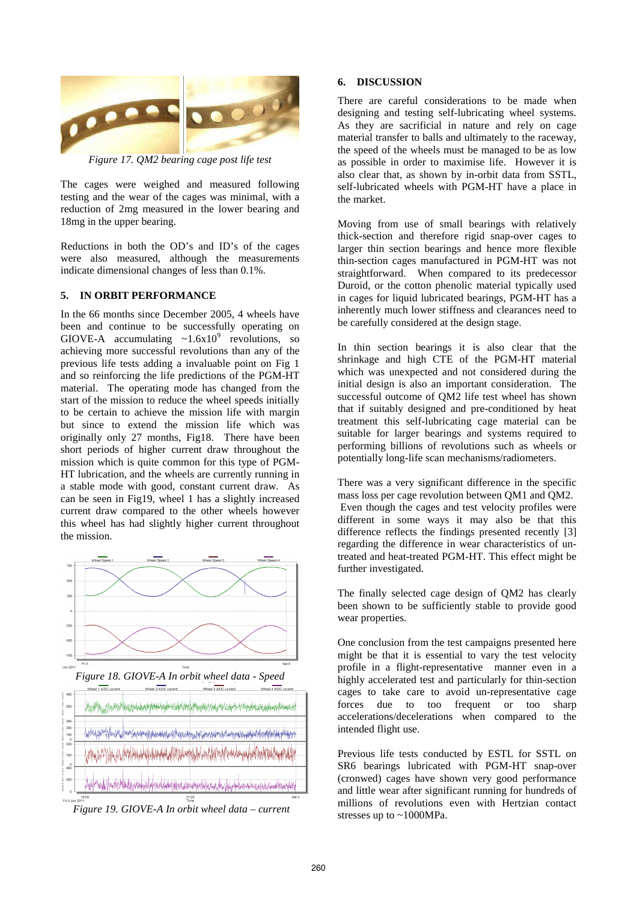*Figure 17. QM2 bearing cage post life test*

The cages were weighed and measured following testing and the wear of the cages was minimal, with a reduction of 2mg measured in the lower bearing and 18mg in the upper bearing.

Reductions in both the OD's and ID's of the cages were also measured, although the measurements indicate dimensional changes of less than 0.1%.

## 5. IN ORBIT PERFORMANCE

In the 66 months since December 2005, 4 wheels have been and continue to be successfully operating on GIOVE-A accumulating ~$1.6 \times 10^9$ revolutions, so achieving more successful revolutions than any of the previous life tests adding a invaluable point on Fig 1 and so reinforcing the life predictions of the PGM-HT material. The operating mode has changed from the start of the mission to reduce the wheel speeds initially to be certain to achieve the mission life with margin but since to extend the mission life which was originally only 27 months, Fig18. There have been short periods of higher current draw throughout the mission which is quite common for this type of PGM-HT lubrication, and the wheels are currently running in a stable mode with good, constant current draw. As can be seen in Fig19, wheel 1 has a slightly increased current draw compared to the other wheels however this wheel has had slightly higher current throughout the mission.

*Figure 18. GIOVE-A In orbit wheel data - Speed*

*Figure 19. GIOVE-A In orbit wheel data – current*

## 6. DISCUSSION

There are careful considerations to be made when designing and testing self-lubricating wheel systems. As they are sacrificial in nature and rely on cage material transfer to balls and ultimately to the raceway, the speed of the wheels must be managed to be as low as possible in order to maximise life. However it is also clear that, as shown by in-orbit data from SSTL, self-lubricated wheels with PGM-HT have a place in the market.

Moving from use of small bearings with relatively thick-section and therefore rigid snap-over cages to larger thin section bearings and hence more flexible thin-section cages manufactured in PGM-HT was not straightforward. When compared to its predecessor Duroid, or the cotton phenolic material typically used in cages for liquid lubricated bearings, PGM-HT has a inherently much lower stiffness and clearances need to be carefully considered at the design stage.

In thin section bearings it is also clear that the shrinkage and high CTE of the PGM-HT material which was unexpected and not considered during the initial design is also an important consideration. The successful outcome of QM2 life test wheel has shown that if suitably designed and pre-conditioned by heat treatment this self-lubricating cage material can be suitable for larger bearings and systems required to performing billions of revolutions such as wheels or potentially long-life scan mechanisms/radiometers.

There was a very significant difference in the specific mass loss per cage revolution between QM1 and QM2. Even though the cages and test velocity profiles were different in some ways it may also be that this difference reflects the findings presented recently [3] regarding the difference in wear characteristics of un-treated and heat-treated PGM-HT. This effect might be further investigated.

The finally selected cage design of QM2 has clearly been shown to be sufficiently stable to provide good wear properties.

One conclusion from the test campaigns presented here might be that it is essential to vary the test velocity profile in a flight-representative manner even in a highly accelerated test and particularly for thin-section cages to take care to avoid un-representative cage forces due to too frequent or too sharp accelerations/decelerations when compared to the intended flight use.

Previous life tests conducted by ESTL for SSTL on SR6 bearings lubricated with PGM-HT snap-over (crowned) cages have shown very good performance and little wear after significant running for hundreds of millions of revolutions even with Hertzian contact stresses up to ~1000MPa.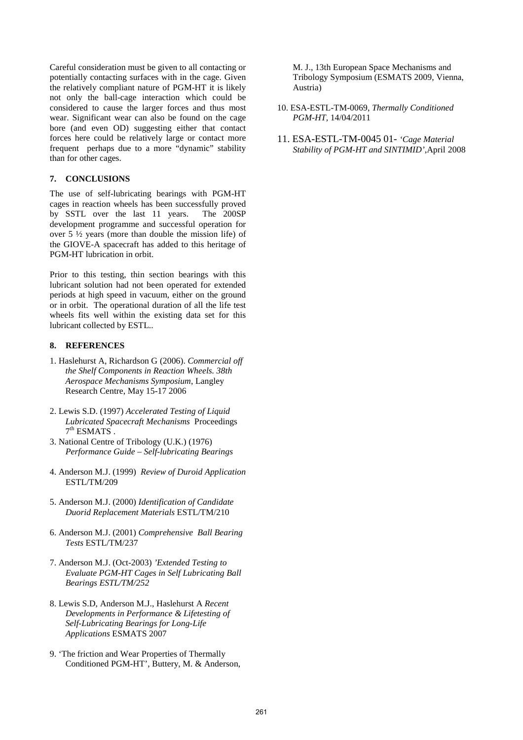Careful consideration must be given to all contacting or potentially contacting surfaces with in the cage. Given the relatively compliant nature of PGM-HT it is likely not only the ball-cage interaction which could be considered to cause the larger forces and thus most wear. Significant wear can also be found on the cage bore (and even OD) suggesting either that contact forces here could be relatively large or contact more frequent perhaps due to a more "dynamic" stability than for other cages.

## 7. CONCLUSIONS

The use of self-lubricating bearings with PGM-HT cages in reaction wheels has been successfully proved by SSTL over the last 11 years. The 200SP development programme and successful operation for over 5 ½ years (more than double the mission life) of the GIOVE-A spacecraft has added to this heritage of PGM-HT lubrication in orbit.

Prior to this testing, thin section bearings with this lubricant solution had not been operated for extended periods at high speed in vacuum, either on the ground or in orbit. The operational duration of all the life test wheels fits well within the existing data set for this lubricant collected by ESTL..

## 8. REFERENCES

1. Haslehurst A, Richardson G (2006). *Commercial off the Shelf Components in Reaction Wheels. 38th Aerospace Mechanisms Symposium*, Langley Research Centre, May 15-17 2006

2. Lewis S.D. (1997) *Accelerated Testing of Liquid Lubricated Spacecraft Mechanisms* Proceedings 7th ESMATS .

3. National Centre of Tribology (U.K.) (1976) *Performance Guide – Self-lubricating Bearings*

4. Anderson M.J. (1999) *Review of Duroid Application* ESTL/TM/209

5. Anderson M.J. (2000) *Identification of Candidate Duorid Replacement Materials* ESTL/TM/210

6. Anderson M.J. (2001) *Comprehensive Ball Bearing Tests* ESTL/TM/237

7. Anderson M.J. (Oct-2003) *'Extended Testing to Evaluate PGM-HT Cages in Self Lubricating Ball Bearings ESTL/TM/252*

8. Lewis S.D, Anderson M.J., Haslehurst A *Recent Developments in Performance & Lifetesting of Self-Lubricating Bearings for Long-Life Applications* ESMATS 2007

9. 'The friction and Wear Properties of Thermally Conditioned PGM-HT', Buttery, M. & Anderson, M. J., 13th European Space Mechanisms and Tribology Symposium (ESMATS 2009, Vienna, Austria)

10. ESA-ESTL-TM-0069, *Thermally Conditioned PGM-HT,* 14/04/2011

11. ESA-ESTL-TM-0045 01- *'Cage Material Stability of PGM-HT and SINTIMID'*,April 2008